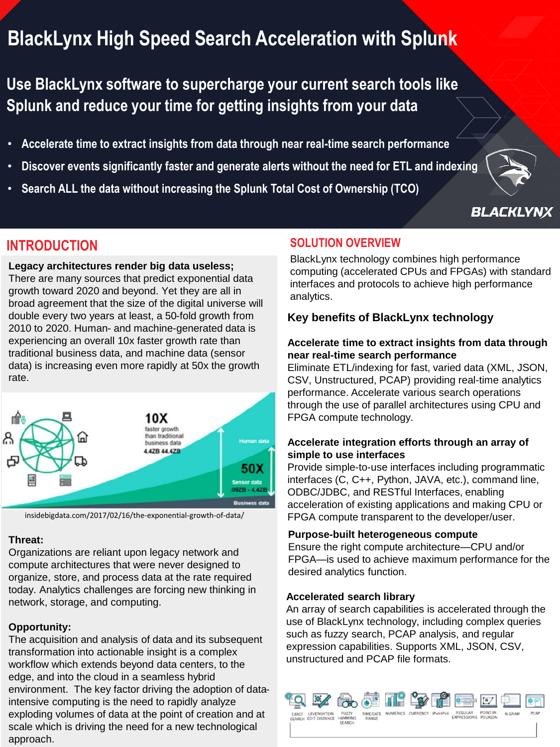# BlackLynx High Speed Search Acceleration with Splunk

## Use BlackLynx software to supercharge your current search tools like Splunk and reduce your time for getting insights from your data

- Accelerate time to extract insights from data through near real-time search performance
- Discover events significantly faster and generate alerts without the need for ETL and indexing
- Search ALL the data without increasing the Splunk Total Cost of Ownership (TCO)

## INTRODUCTION

**Legacy architectures render big data useless;**
There are many sources that predict exponential data growth toward 2020 and beyond. Yet they are all in broad agreement that the size of the digital universe will double every two years at least, a 50-fold growth from 2010 to 2020. Human- and machine-generated data is experiencing an overall 10x faster growth rate than traditional business data, and machine data (sensor data) is increasing even more rapidly at 50x the growth rate.

insidebigdata.com/2017/02/16/the-exponential-growth-of-data/

**Threat:**
Organizations are reliant upon legacy network and compute architectures that were never designed to organize, store, and process data at the rate required today. Analytics challenges are forcing new thinking in network, storage, and computing.

**Opportunity:**
The acquisition and analysis of data and its subsequent transformation into actionable insight is a complex workflow which extends beyond data centers, to the edge, and into the cloud in a seamless hybrid environment. The key factor driving the adoption of data-intensive computing is the need to rapidly analyze exploding volumes of data at the point of creation and at scale which is driving the need for a new technological approach.

## SOLUTION OVERVIEW

BlackLynx technology combines high performance computing (accelerated CPUs and FPGAs) with standard interfaces and protocols to achieve high performance analytics.

### Key benefits of BlackLynx technology

**Accelerate time to extract insights from data through near real-time search performance**
Eliminate ETL/indexing for fast, varied data (XML, JSON, CSV, Unstructured, PCAP) providing real-time analytics performance. Accelerate various search operations through the use of parallel architectures using CPU and FPGA compute technology.

**Accelerate integration efforts through an array of simple to use interfaces**
Provide simple-to-use interfaces including programmatic interfaces (C, C++, Python, JAVA, etc.), command line, ODBC/JDBC, and RESTful Interfaces, enabling acceleration of existing applications and making CPU or FPGA compute transparent to the developer/user.

**Purpose-built heterogeneous compute**
Ensure the right compute architecture—CPU and/or FPGA—is used to achieve maximum performance for the desired analytics function.

**Accelerated search library**
An array of search capabilities is accelerated through the use of BlackLynx technology, including complex queries such as fuzzy search, PCAP analysis, and regular expression capabilities. Supports XML, JSON, CSV, unstructured and PCAP file formats.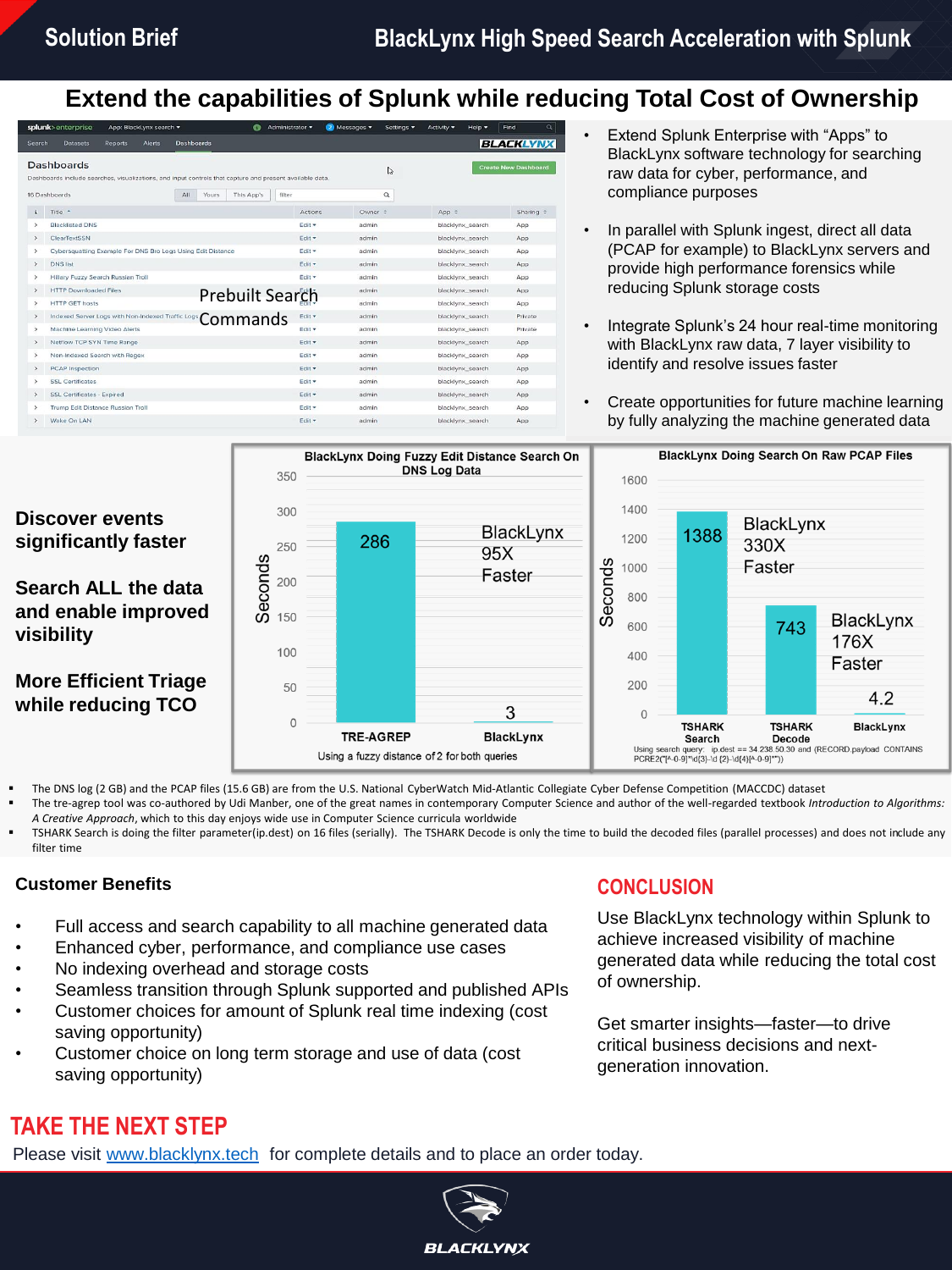# Solution Brief

# BlackLynx High Speed Search Acceleration with Splunk

## Extend the capabilities of Splunk while reducing Total Cost of Ownership

Prebuilt Search Commands

- Extend Splunk Enterprise with “Apps” to BlackLynx software technology for searching raw data for cyber, performance, and compliance purposes
- In parallel with Splunk ingest, direct all data (PCAP for example) to BlackLynx servers and provide high performance forensics while reducing Splunk storage costs
- Integrate Splunk’s 24 hour real-time monitoring with BlackLynx raw data, 7 layer visibility to identify and resolve issues faster
- Create opportunities for future machine learning by fully analyzing the machine generated data

**Discover events significantly faster**

**Search ALL the data and enable improved visibility**

**More Efficient Triage while reducing TCO**

BlackLynx Doing Fuzzy Edit Distance Search On DNS Log Data

Seconds

350
300
250
200
150
100
50
0

286

BlackLynx 95X Faster

3

TRE-AGREP
BlackLynx

Using a fuzzy distance of 2 for both queries

BlackLynx Doing Search On Raw PCAP Files

Seconds

1600
1400
1200
1000
800
600
400
200
0

1388

BlackLynx 330X Faster

743

BlackLynx 176X Faster

4.2

TSHARK Search
TSHARK Decode
BlackLynx

Using search query: ip.dest == 34.238.50.30 and (RECORD.payload CONTAINS PCRE2("[^-0-9]*\d{3}-\d {2}-\d{4}[^-0-9]*"))

- The DNS log (2 GB) and the PCAP files (15.6 GB) are from the U.S. National CyberWatch Mid-Atlantic Collegiate Cyber Defense Competition (MACCDC) dataset
- The tre-agrep tool was co-authored by Udi Manber, one of the great names in contemporary Computer Science and author of the well-regarded textbook *Introduction to Algorithms: A Creative Approach*, which to this day enjoys wide use in Computer Science curricula worldwide
- TSHARK Search is doing the filter parameter(ip.dest) on 16 files (serially). The TSHARK Decode is only the time to build the decoded files (parallel processes) and does not include any filter time

### Customer Benefits

- Full access and search capability to all machine generated data
- Enhanced cyber, performance, and compliance use cases
- No indexing overhead and storage costs
- Seamless transition through Splunk supported and published APIs
- Customer choices for amount of Splunk real time indexing (cost saving opportunity)
- Customer choice on long term storage and use of data (cost saving opportunity)

### CONCLUSION

Use BlackLynx technology within Splunk to achieve increased visibility of machine generated data while reducing the total cost of ownership.

Get smarter insights—faster—to drive critical business decisions and next-generation innovation.

## TAKE THE NEXT STEP

Please visit www.blacklynx.tech for complete details and to place an order today.

BLACKLYNX